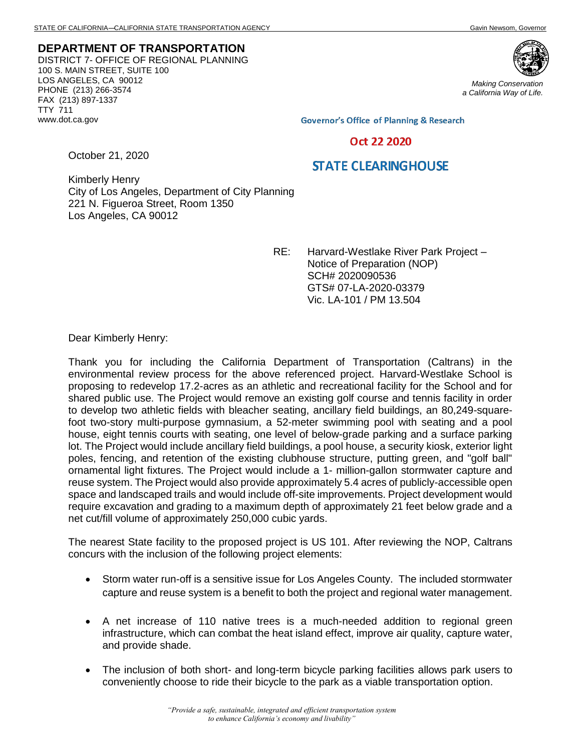STATE OF CALIFORNIA—CALIFORNIA STATE TRANSPORTATION AGENCY Gavin Newsom, Governor

**DEPARTMENT OF TRANSPORTATION**
DISTRICT 7- OFFICE OF REGIONAL PLANNING
100 S. MAIN STREET, SUITE 100
LOS ANGELES, CA 90012
PHONE (213) 266-3574
FAX (213) 897-1337
TTY 711
www.dot.ca.gov

*Making Conservation a California Way of Life.*

Governor's Office of Planning & Research

Oct 22 2020

STATE CLEARINGHOUSE

October 21, 2020

Kimberly Henry
City of Los Angeles, Department of City Planning
221 N. Figueroa Street, Room 1350
Los Angeles, CA 90012

RE: Harvard-Westlake River Park Project –
Notice of Preparation (NOP)
SCH# 2020090536
GTS# 07-LA-2020-03379
Vic. LA-101 / PM 13.504

Dear Kimberly Henry:

Thank you for including the California Department of Transportation (Caltrans) in the environmental review process for the above referenced project. Harvard-Westlake School is proposing to redevelop 17.2-acres as an athletic and recreational facility for the School and for shared public use. The Project would remove an existing golf course and tennis facility in order to develop two athletic fields with bleacher seating, ancillary field buildings, an 80,249-square-foot two-story multi-purpose gymnasium, a 52-meter swimming pool with seating and a pool house, eight tennis courts with seating, one level of below-grade parking and a surface parking lot. The Project would include ancillary field buildings, a pool house, a security kiosk, exterior light poles, fencing, and retention of the existing clubhouse structure, putting green, and "golf ball" ornamental light fixtures. The Project would include a 1- million-gallon stormwater capture and reuse system. The Project would also provide approximately 5.4 acres of publicly-accessible open space and landscaped trails and would include off-site improvements. Project development would require excavation and grading to a maximum depth of approximately 21 feet below grade and a net cut/fill volume of approximately 250,000 cubic yards.

The nearest State facility to the proposed project is US 101. After reviewing the NOP, Caltrans concurs with the inclusion of the following project elements:

- Storm water run-off is a sensitive issue for Los Angeles County. The included stormwater capture and reuse system is a benefit to both the project and regional water management.
- A net increase of 110 native trees is a much-needed addition to regional green infrastructure, which can combat the heat island effect, improve air quality, capture water, and provide shade.
- The inclusion of both short- and long-term bicycle parking facilities allows park users to conveniently choose to ride their bicycle to the park as a viable transportation option.

*"Provide a safe, sustainable, integrated and efficient transportation system to enhance California's economy and livability"*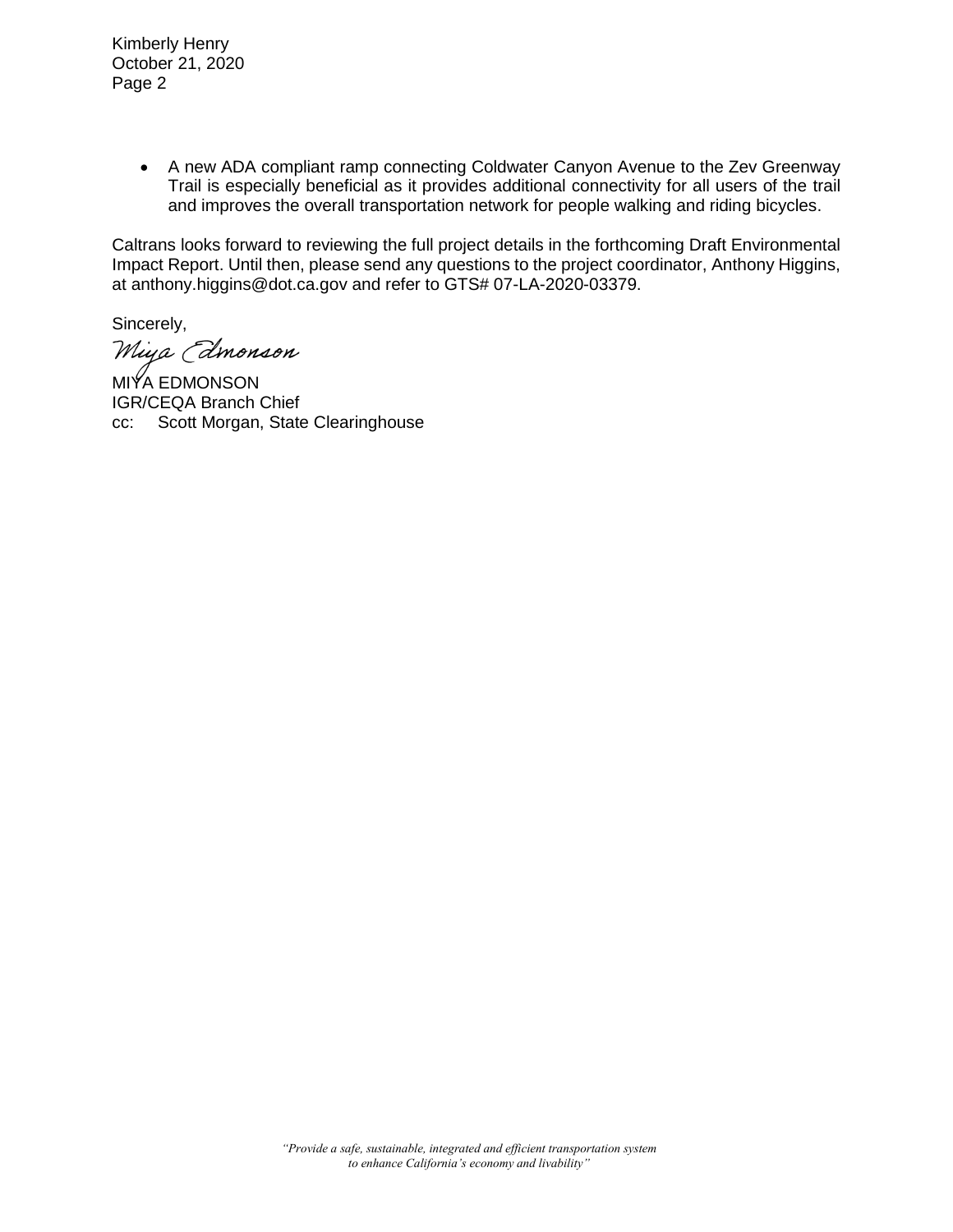- A new ADA compliant ramp connecting Coldwater Canyon Avenue to the Zev Greenway Trail is especially beneficial as it provides additional connectivity for all users of the trail and improves the overall transportation network for people walking and riding bicycles.

Caltrans looks forward to reviewing the full project details in the forthcoming Draft Environmental Impact Report. Until then, please send any questions to the project coordinator, Anthony Higgins, at anthony.higgins@dot.ca.gov and refer to GTS# 07-LA-2020-03379.

Sincerely,

Miya Edmonson

MIYA EDMONSON
IGR/CEQA Branch Chief

cc: Scott Morgan, State Clearinghouse

*"Provide a safe, sustainable, integrated and efficient transportation system to enhance California's economy and livability"*